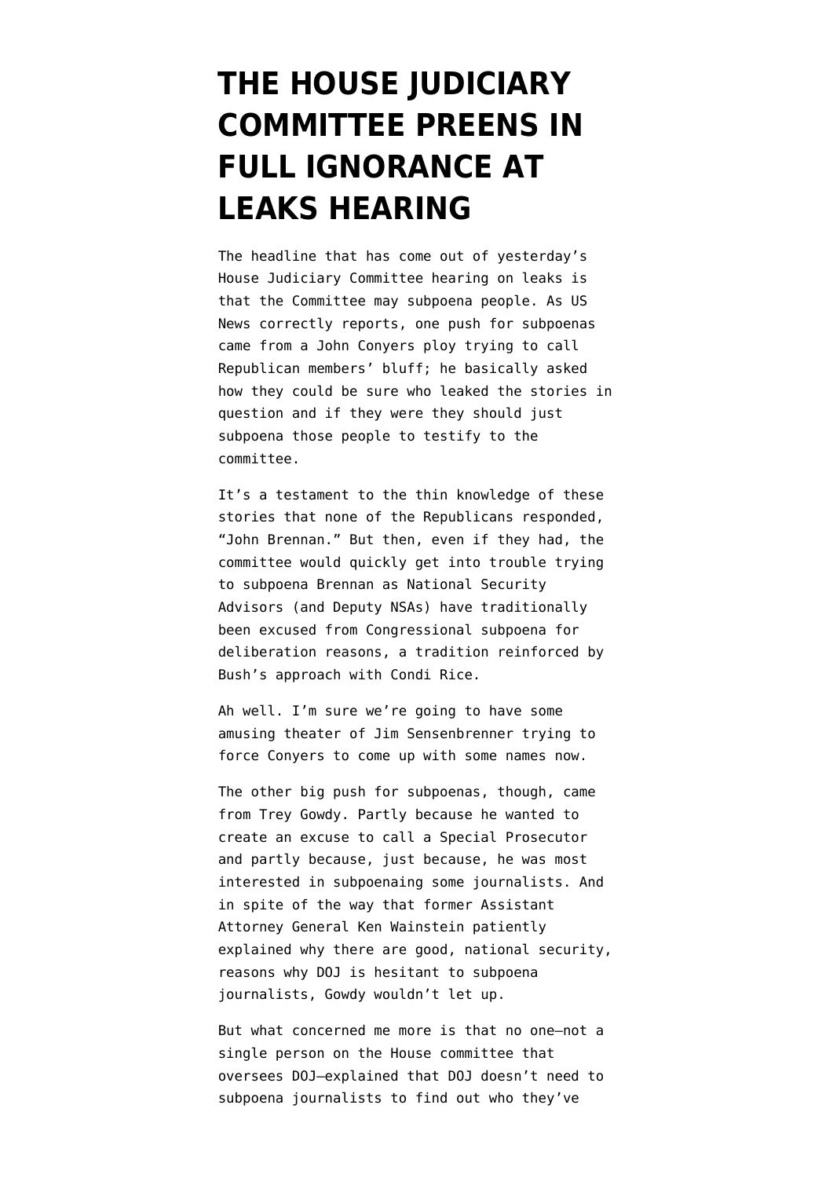# THE HOUSE JUDICIARY COMMITTEE PREENS IN FULL IGNORANCE AT LEAKS HEARING

The headline that has come out of yesterday's House Judiciary Committee hearing on leaks is that the Committee may subpoena people. As US News correctly reports, one push for subpoenas came from a John Conyers ploy trying to call Republican members' bluff; he basically asked how they could be sure who leaked the stories in question and if they were they should just subpoena those people to testify to the committee.

It's a testament to the thin knowledge of these stories that none of the Republicans responded, "John Brennan." But then, even if they had, the committee would quickly get into trouble trying to subpoena Brennan as National Security Advisors (and Deputy NSAs) have traditionally been excused from Congressional subpoena for deliberation reasons, a tradition reinforced by Bush's approach with Condi Rice.

Ah well. I'm sure we're going to have some amusing theater of Jim Sensenbrenner trying to force Conyers to come up with some names now.

The other big push for subpoenas, though, came from Trey Gowdy. Partly because he wanted to create an excuse to call a Special Prosecutor and partly because, just because, he was most interested in subpoenaing some journalists. And in spite of the way that former Assistant Attorney General Ken Wainstein patiently explained why there are good, national security, reasons why DOJ is hesitant to subpoena journalists, Gowdy wouldn't let up.

But what concerned me more is that no one—not a single person on the House committee that oversees DOJ—explained that DOJ doesn't need to subpoena journalists to find out who they've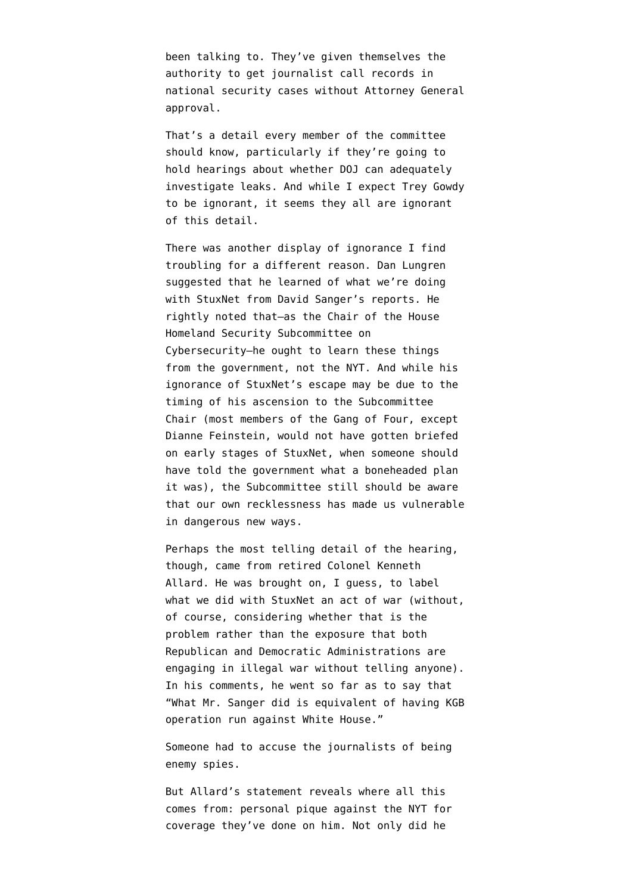been talking to. They've given themselves the authority to get journalist call records in national security cases without Attorney General approval.

That's a detail every member of the committee should know, particularly if they're going to hold hearings about whether DOJ can adequately investigate leaks. And while I expect Trey Gowdy to be ignorant, it seems they all are ignorant of this detail.

There was another display of ignorance I find troubling for a different reason. Dan Lungren suggested that he learned of what we're doing with StuxNet from David Sanger's reports. He rightly noted that–as the Chair of the House Homeland Security Subcommittee on Cybersecurity–he ought to learn these things from the government, not the NYT. And while his ignorance of StuxNet's escape may be due to the timing of his ascension to the Subcommittee Chair (most members of the Gang of Four, except Dianne Feinstein, would not have gotten briefed on early stages of StuxNet, when someone should have told the government what a boneheaded plan it was), the Subcommittee still should be aware that our own recklessness has made us vulnerable in dangerous new ways.

Perhaps the most telling detail of the hearing, though, came from retired Colonel Kenneth Allard. He was brought on, I guess, to label what we did with StuxNet an act of war (without, of course, considering whether that is the problem rather than the exposure that both Republican and Democratic Administrations are engaging in illegal war without telling anyone). In his comments, he went so far as to say that "What Mr. Sanger did is equivalent of having KGB operation run against White House."

Someone had to accuse the journalists of being enemy spies.

But Allard's statement reveals where all this comes from: personal pique against the NYT for coverage they've done on him. Not only did he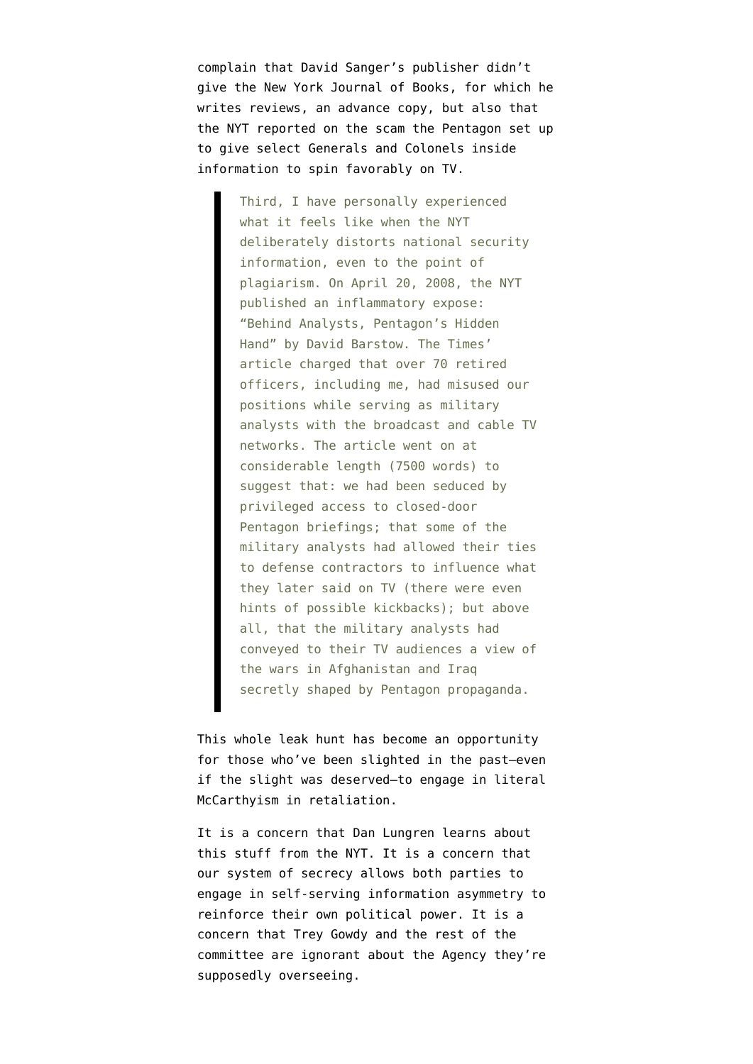complain that David Sanger's publisher didn't give the New York Journal of Books, for which he writes reviews, an advance copy, but also that the NYT reported on the scam the Pentagon set up to give select Generals and Colonels inside information to spin favorably on TV.

> Third, I have personally experienced what it feels like when the NYT deliberately distorts national security information, even to the point of plagiarism. On April 20, 2008, the NYT published an inflammatory expose: "Behind Analysts, Pentagon's Hidden Hand" by David Barstow. The Times' article charged that over 70 retired officers, including me, had misused our positions while serving as military analysts with the broadcast and cable TV networks. The article went on at considerable length (7500 words) to suggest that: we had been seduced by privileged access to closed-door Pentagon briefings; that some of the military analysts had allowed their ties to defense contractors to influence what they later said on TV (there were even hints of possible kickbacks); but above all, that the military analysts had conveyed to their TV audiences a view of the wars in Afghanistan and Iraq secretly shaped by Pentagon propaganda.

This whole leak hunt has become an opportunity for those who've been slighted in the past–even if the slight was deserved–to engage in literal McCarthyism in retaliation.

It is a concern that Dan Lungren learns about this stuff from the NYT. It is a concern that our system of secrecy allows both parties to engage in self-serving information asymmetry to reinforce their own political power. It is a concern that Trey Gowdy and the rest of the committee are ignorant about the Agency they're supposedly overseeing.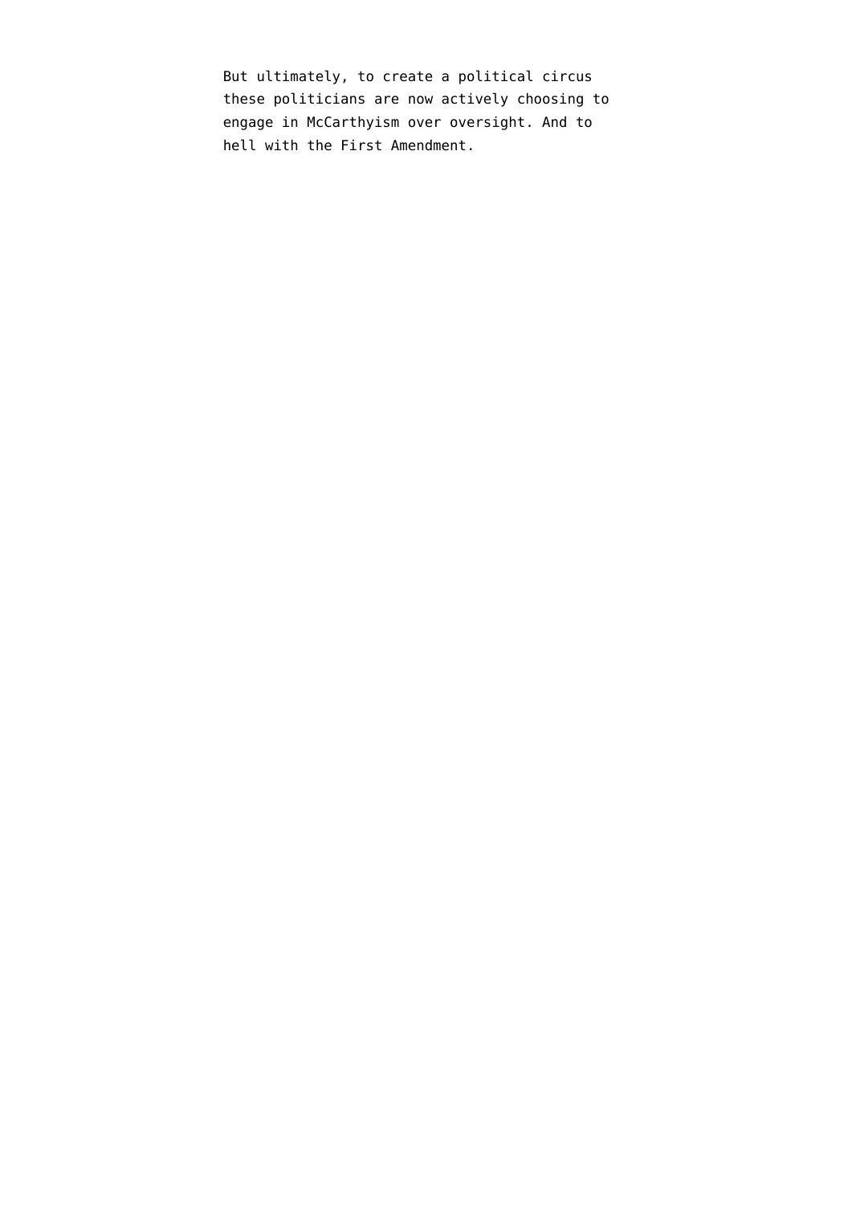But ultimately, to create a political circus these politicians are now actively choosing to engage in McCarthyism over oversight. And to hell with the First Amendment.